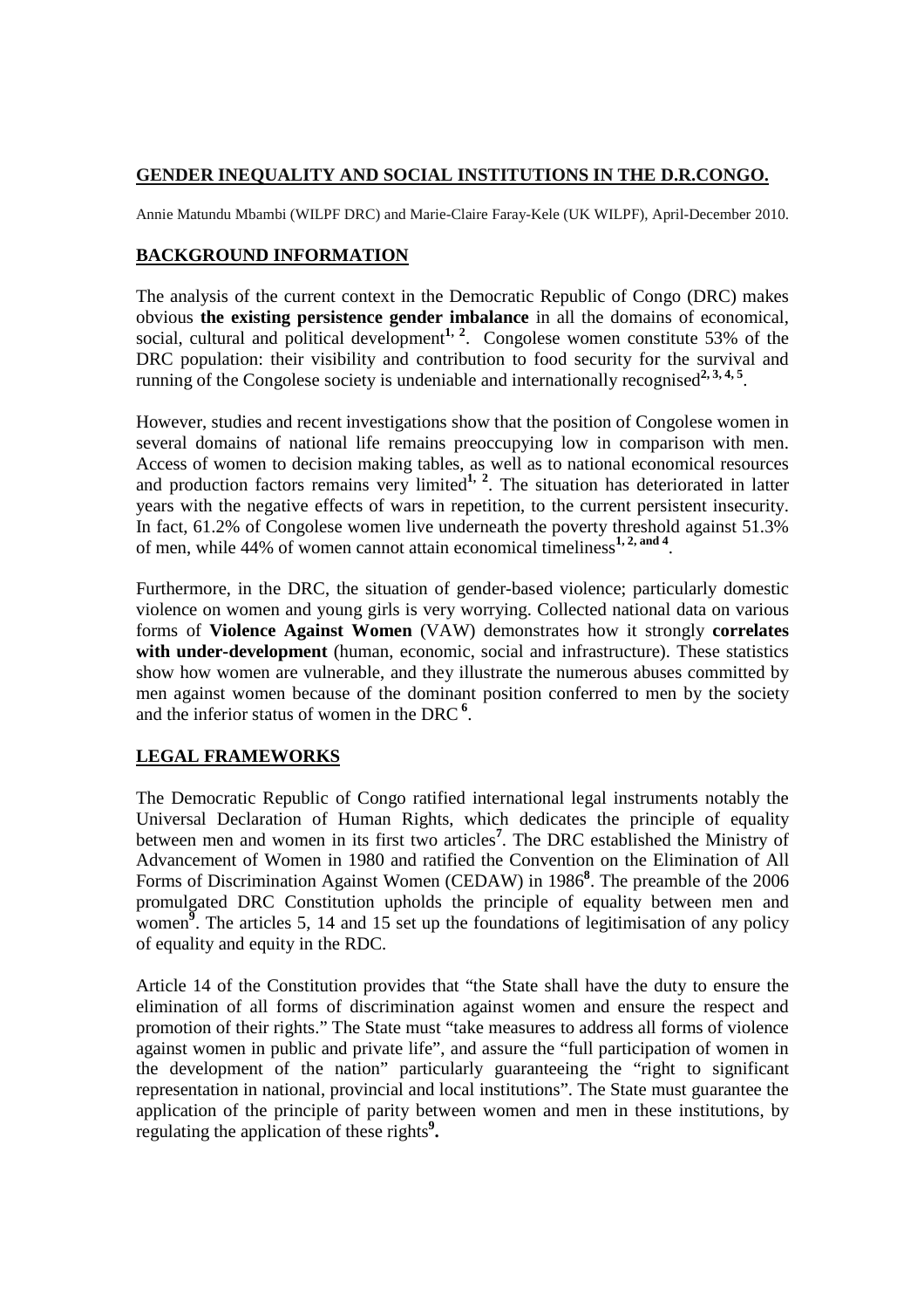# GENDER INEQUALITY AND SOCIAL INSTITUTIONS IN THE D.R.CONGO.

Annie Matundu Mbambi (WILPF DRC) and Marie-Claire Faray-Kele (UK WILPF), April-December 2010.

## BACKGROUND INFORMATION

The analysis of the current context in the Democratic Republic of Congo (DRC) makes obvious **the existing persistence gender imbalance** in all the domains of economical, social, cultural and political development[1, 2]. Congolese women constitute 53% of the DRC population: their visibility and contribution to food security for the survival and running of the Congolese society is undeniable and internationally recognised[2, 3, 4, 5].

However, studies and recent investigations show that the position of Congolese women in several domains of national life remains preoccupying low in comparison with men. Access of women to decision making tables, as well as to national economical resources and production factors remains very limited[1, 2]. The situation has deteriorated in latter years with the negative effects of wars in repetition, to the current persistent insecurity. In fact, 61.2% of Congolese women live underneath the poverty threshold against 51.3% of men, while 44% of women cannot attain economical timeliness[1, 2, and 4].

Furthermore, in the DRC, the situation of gender-based violence; particularly domestic violence on women and young girls is very worrying. Collected national data on various forms of **Violence Against Women** (VAW) demonstrates how it strongly **correlates with under-development** (human, economic, social and infrastructure). These statistics show how women are vulnerable, and they illustrate the numerous abuses committed by men against women because of the dominant position conferred to men by the society and the inferior status of women in the DRC [6].

## LEGAL FRAMEWORKS

The Democratic Republic of Congo ratified international legal instruments notably the Universal Declaration of Human Rights, which dedicates the principle of equality between men and women in its first two articles[7]. The DRC established the Ministry of Advancement of Women in 1980 and ratified the Convention on the Elimination of All Forms of Discrimination Against Women (CEDAW) in 1986[8]. The preamble of the 2006 promulgated DRC Constitution upholds the principle of equality between men and women[9]. The articles 5, 14 and 15 set up the foundations of legitimisation of any policy of equality and equity in the RDC.

Article 14 of the Constitution provides that "the State shall have the duty to ensure the elimination of all forms of discrimination against women and ensure the respect and promotion of their rights." The State must "take measures to address all forms of violence against women in public and private life", and assure the "full participation of women in the development of the nation" particularly guaranteeing the "right to significant representation in national, provincial and local institutions". The State must guarantee the application of the principle of parity between women and men in these institutions, by regulating the application of these rights[9].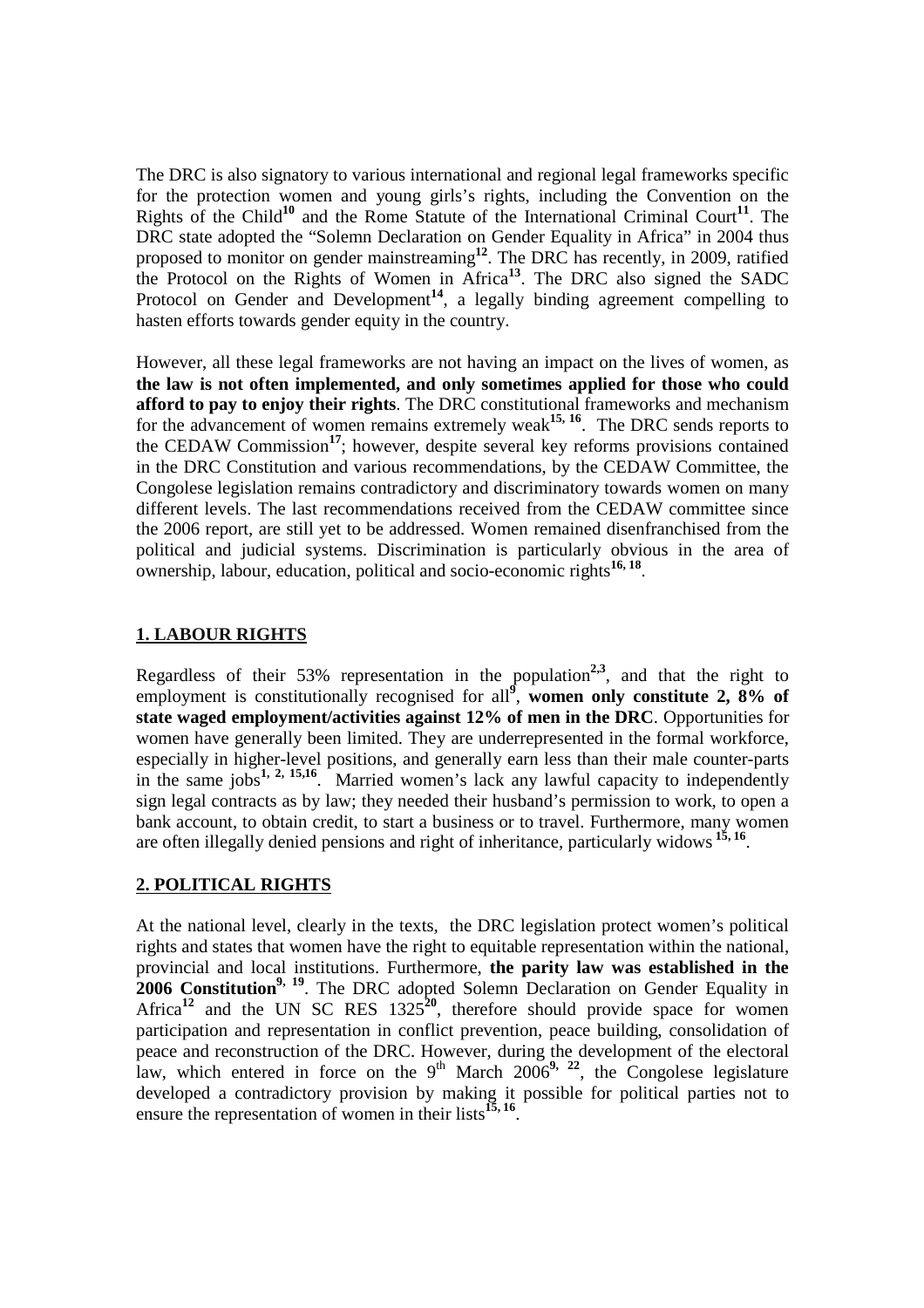The DRC is also signatory to various international and regional legal frameworks specific for the protection women and young girls's rights, including the Convention on the Rights of the Child[10] and the Rome Statute of the International Criminal Court[11]. The DRC state adopted the "Solemn Declaration on Gender Equality in Africa" in 2004 thus proposed to monitor on gender mainstreaming[12]. The DRC has recently, in 2009, ratified the Protocol on the Rights of Women in Africa[13]. The DRC also signed the SADC Protocol on Gender and Development[14], a legally binding agreement compelling to hasten efforts towards gender equity in the country.

However, all these legal frameworks are not having an impact on the lives of women, as **the law is not often implemented, and only sometimes applied for those who could afford to pay to enjoy their rights**. The DRC constitutional frameworks and mechanism for the advancement of women remains extremely weak[15, 16]. The DRC sends reports to the CEDAW Commission[17]; however, despite several key reforms provisions contained in the DRC Constitution and various recommendations, by the CEDAW Committee, the Congolese legislation remains contradictory and discriminatory towards women on many different levels. The last recommendations received from the CEDAW committee since the 2006 report, are still yet to be addressed. Women remained disenfranchised from the political and judicial systems. Discrimination is particularly obvious in the area of ownership, labour, education, political and socio-economic rights[16, 18].

## 1. LABOUR RIGHTS

Regardless of their 53% representation in the population[2,3], and that the right to employment is constitutionally recognised for all[9], **women only constitute 2, 8% of state waged employment/activities against 12% of men in the DRC**. Opportunities for women have generally been limited. They are underrepresented in the formal workforce, especially in higher-level positions, and generally earn less than their male counter-parts in the same jobs[1, 2, 15,16]. Married women's lack any lawful capacity to independently sign legal contracts as by law; they needed their husband's permission to work, to open a bank account, to obtain credit, to start a business or to travel. Furthermore, many women are often illegally denied pensions and right of inheritance, particularly widows [15, 16].

## 2. POLITICAL RIGHTS

At the national level, clearly in the texts, the DRC legislation protect women's political rights and states that women have the right to equitable representation within the national, provincial and local institutions. Furthermore, **the parity law was established in the 2006 Constitution**[9, 19]. The DRC adopted Solemn Declaration on Gender Equality in Africa[12] and the UN SC RES 1325[20], therefore should provide space for women participation and representation in conflict prevention, peace building, consolidation of peace and reconstruction of the DRC. However, during the development of the electoral law, which entered in force on the 9th March 2006[9, 22], the Congolese legislature developed a contradictory provision by making it possible for political parties not to ensure the representation of women in their lists[15, 16].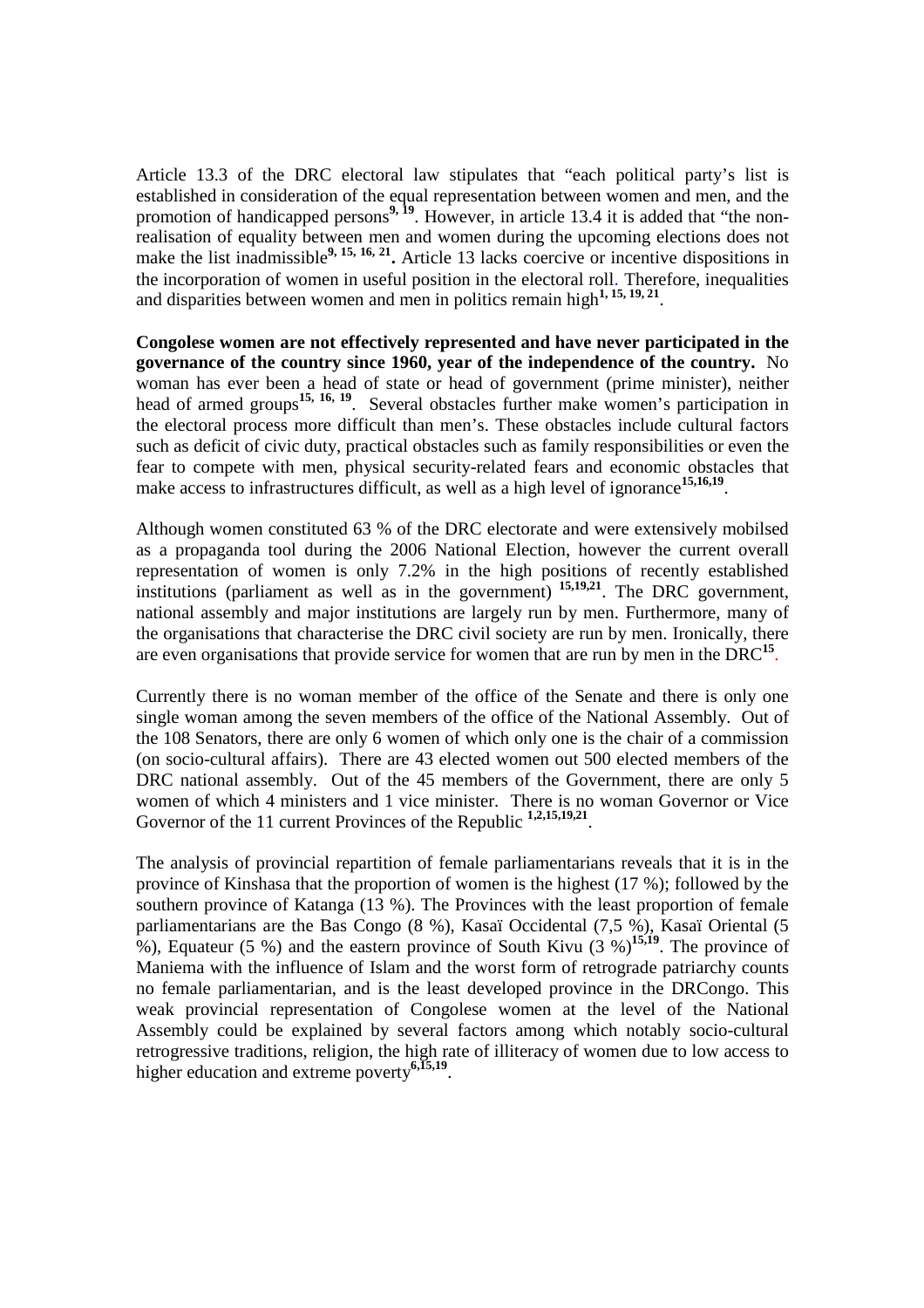Article 13.3 of the DRC electoral law stipulates that "each political party's list is established in consideration of the equal representation between women and men, and the promotion of handicapped persons[9, 19]. However, in article 13.4 it is added that "the non-realisation of equality between men and women during the upcoming elections does not make the list inadmissible[9, 15, 16, 21]**.** Article 13 lacks coercive or incentive dispositions in the incorporation of women in useful position in the electoral roll. Therefore, inequalities and disparities between women and men in politics remain high[1, 15, 19, 21].

**Congolese women are not effectively represented and have never participated in the governance of the country since 1960, year of the independence of the country.** No woman has ever been a head of state or head of government (prime minister), neither head of armed groups[15, 16, 19]. Several obstacles further make women's participation in the electoral process more difficult than men's. These obstacles include cultural factors such as deficit of civic duty, practical obstacles such as family responsibilities or even the fear to compete with men, physical security-related fears and economic obstacles that make access to infrastructures difficult, as well as a high level of ignorance[15,16,19].

Although women constituted 63 % of the DRC electorate and were extensively mobilsed as a propaganda tool during the 2006 National Election, however the current overall representation of women is only 7.2% in the high positions of recently established institutions (parliament as well as in the government) [15,19,21]. The DRC government, national assembly and major institutions are largely run by men. Furthermore, many of the organisations that characterise the DRC civil society are run by men. Ironically, there are even organisations that provide service for women that are run by men in the DRC[15].

Currently there is no woman member of the office of the Senate and there is only one single woman among the seven members of the office of the National Assembly. Out of the 108 Senators, there are only 6 women of which only one is the chair of a commission (on socio-cultural affairs). There are 43 elected women out 500 elected members of the DRC national assembly. Out of the 45 members of the Government, there are only 5 women of which 4 ministers and 1 vice minister. There is no woman Governor or Vice Governor of the 11 current Provinces of the Republic [1,2,15,19,21].

The analysis of provincial repartition of female parliamentarians reveals that it is in the province of Kinshasa that the proportion of women is the highest (17 %); followed by the southern province of Katanga (13 %). The Provinces with the least proportion of female parliamentarians are the Bas Congo (8 %), Kasaï Occidental (7,5 %), Kasaï Oriental (5 %), Equateur (5 %) and the eastern province of South Kivu (3 %)[15,19]. The province of Maniema with the influence of Islam and the worst form of retrograde patriarchy counts no female parliamentarian, and is the least developed province in the DRCongo. This weak provincial representation of Congolese women at the level of the National Assembly could be explained by several factors among which notably socio-cultural retrogressive traditions, religion, the high rate of illiteracy of women due to low access to higher education and extreme poverty[6,15,19].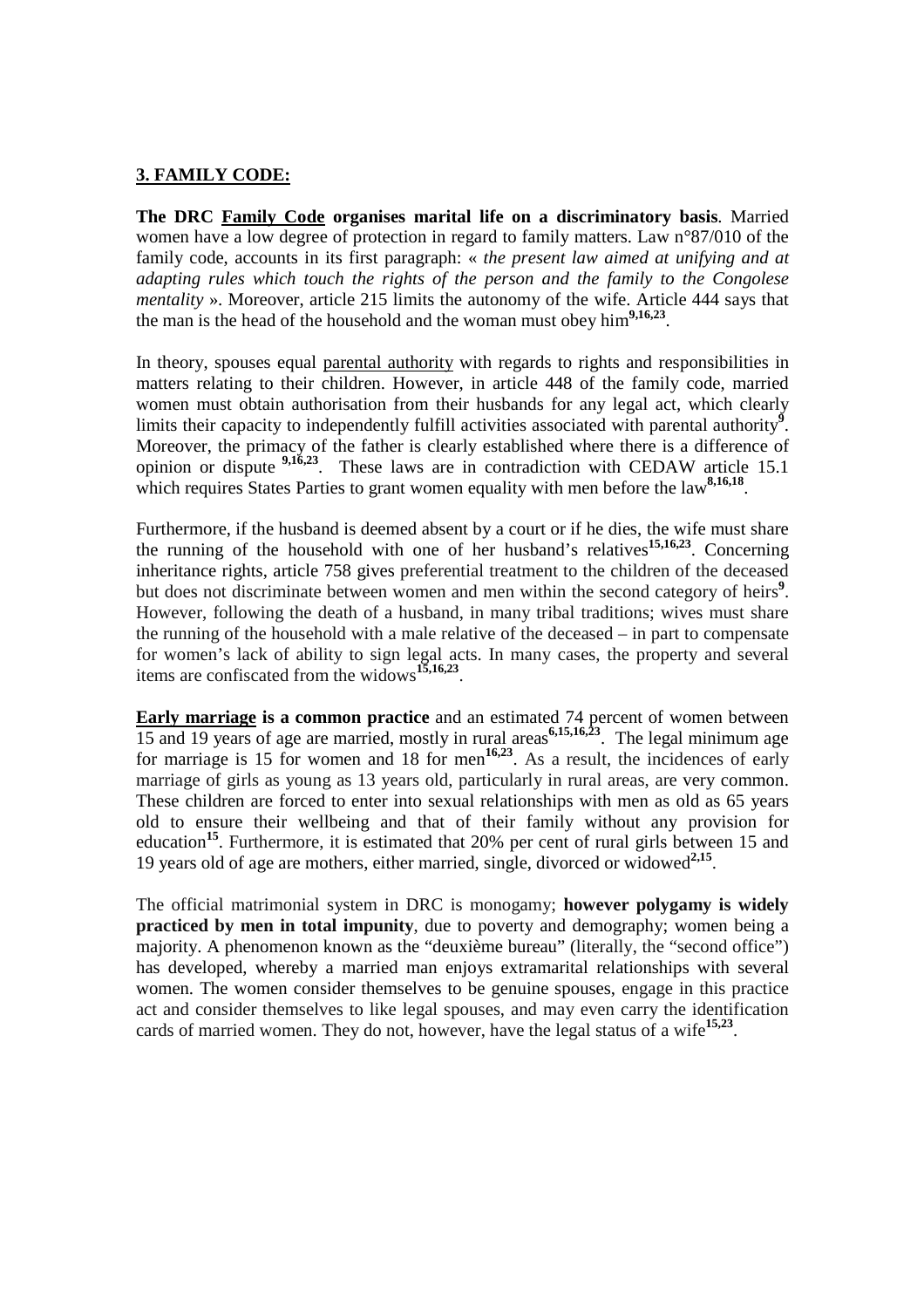## **3. FAMILY CODE:**

**The DRC Family Code organises marital life on a discriminatory basis**. Married women have a low degree of protection in regard to family matters. Law n°87/010 of the family code, accounts in its first paragraph: « *the present law aimed at unifying and at adapting rules which touch the rights of the person and the family to the Congolese mentality* ». Moreover, article 215 limits the autonomy of the wife. Article 444 says that the man is the head of the household and the woman must obey him[9,16,23].

In theory, spouses equal parental authority with regards to rights and responsibilities in matters relating to their children. However, in article 448 of the family code, married women must obtain authorisation from their husbands for any legal act, which clearly limits their capacity to independently fulfill activities associated with parental authority[9]. Moreover, the primacy of the father is clearly established where there is a difference of opinion or dispute [9,16,23]. These laws are in contradiction with CEDAW article 15.1 which requires States Parties to grant women equality with men before the law[8,16,18].

Furthermore, if the husband is deemed absent by a court or if he dies, the wife must share the running of the household with one of her husband's relatives[15,16,23]. Concerning inheritance rights, article 758 gives preferential treatment to the children of the deceased but does not discriminate between women and men within the second category of heirs[9]. However, following the death of a husband, in many tribal traditions; wives must share the running of the household with a male relative of the deceased – in part to compensate for women's lack of ability to sign legal acts. In many cases, the property and several items are confiscated from the widows[15,16,23].

**Early marriage is a common practice** and an estimated 74 percent of women between 15 and 19 years of age are married, mostly in rural areas[6,15,16,23]. The legal minimum age for marriage is 15 for women and 18 for men[16,23]. As a result, the incidences of early marriage of girls as young as 13 years old, particularly in rural areas, are very common. These children are forced to enter into sexual relationships with men as old as 65 years old to ensure their wellbeing and that of their family without any provision for education[15]. Furthermore, it is estimated that 20% per cent of rural girls between 15 and 19 years old of age are mothers, either married, single, divorced or widowed[2,15].

The official matrimonial system in DRC is monogamy; **however polygamy is widely practiced by men in total impunity**, due to poverty and demography; women being a majority. A phenomenon known as the "deuxième bureau" (literally, the "second office") has developed, whereby a married man enjoys extramarital relationships with several women. The women consider themselves to be genuine spouses, engage in this practice act and consider themselves to like legal spouses, and may even carry the identification cards of married women. They do not, however, have the legal status of a wife[15,23].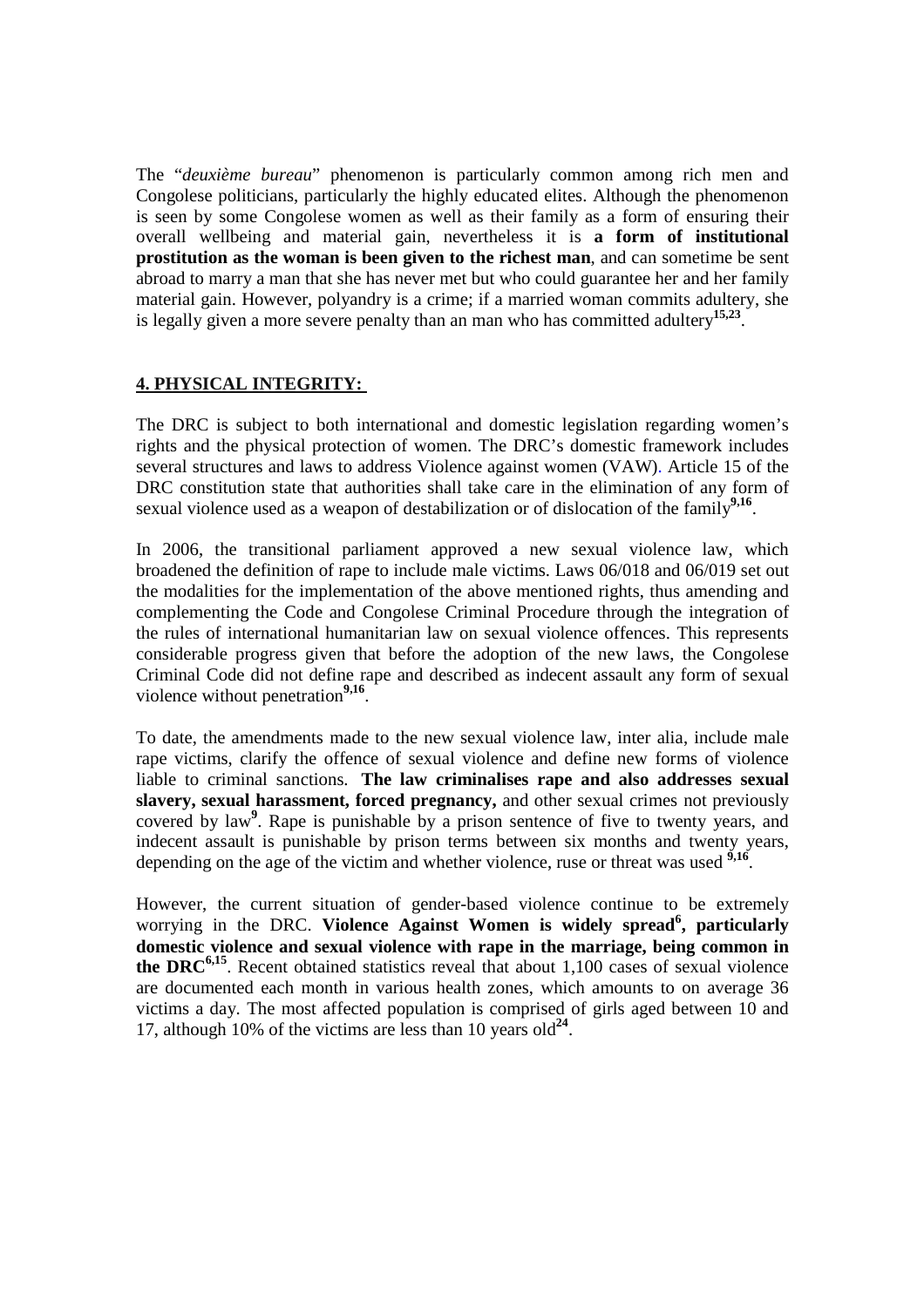The "*deuxième bureau*" phenomenon is particularly common among rich men and Congolese politicians, particularly the highly educated elites. Although the phenomenon is seen by some Congolese women as well as their family as a form of ensuring their overall wellbeing and material gain, nevertheless it is **a form of institutional prostitution as the woman is been given to the richest man**, and can sometime be sent abroad to marry a man that she has never met but who could guarantee her and her family material gain. However, polyandry is a crime; if a married woman commits adultery, she is legally given a more severe penalty than an man who has committed adultery[15,23].

## 4. PHYSICAL INTEGRITY:

The DRC is subject to both international and domestic legislation regarding women's rights and the physical protection of women. The DRC's domestic framework includes several structures and laws to address Violence against women (VAW). Article 15 of the DRC constitution state that authorities shall take care in the elimination of any form of sexual violence used as a weapon of destabilization or of dislocation of the family[9,16].

In 2006, the transitional parliament approved a new sexual violence law, which broadened the definition of rape to include male victims. Laws 06/018 and 06/019 set out the modalities for the implementation of the above mentioned rights, thus amending and complementing the Code and Congolese Criminal Procedure through the integration of the rules of international humanitarian law on sexual violence offences. This represents considerable progress given that before the adoption of the new laws, the Congolese Criminal Code did not define rape and described as indecent assault any form of sexual violence without penetration[9,16].

To date, the amendments made to the new sexual violence law, inter alia, include male rape victims, clarify the offence of sexual violence and define new forms of violence liable to criminal sanctions. **The law criminalises rape and also addresses sexual slavery, sexual harassment, forced pregnancy,** and other sexual crimes not previously covered by law[9]. Rape is punishable by a prison sentence of five to twenty years, and indecent assault is punishable by prison terms between six months and twenty years, depending on the age of the victim and whether violence, ruse or threat was used [9,16].

However, the current situation of gender-based violence continue to be extremely worrying in the DRC. **Violence Against Women is widely spread[6], particularly domestic violence and sexual violence with rape in the marriage, being common in the DRC[6,15]**. Recent obtained statistics reveal that about 1,100 cases of sexual violence are documented each month in various health zones, which amounts to on average 36 victims a day. The most affected population is comprised of girls aged between 10 and 17, although 10% of the victims are less than 10 years old[24].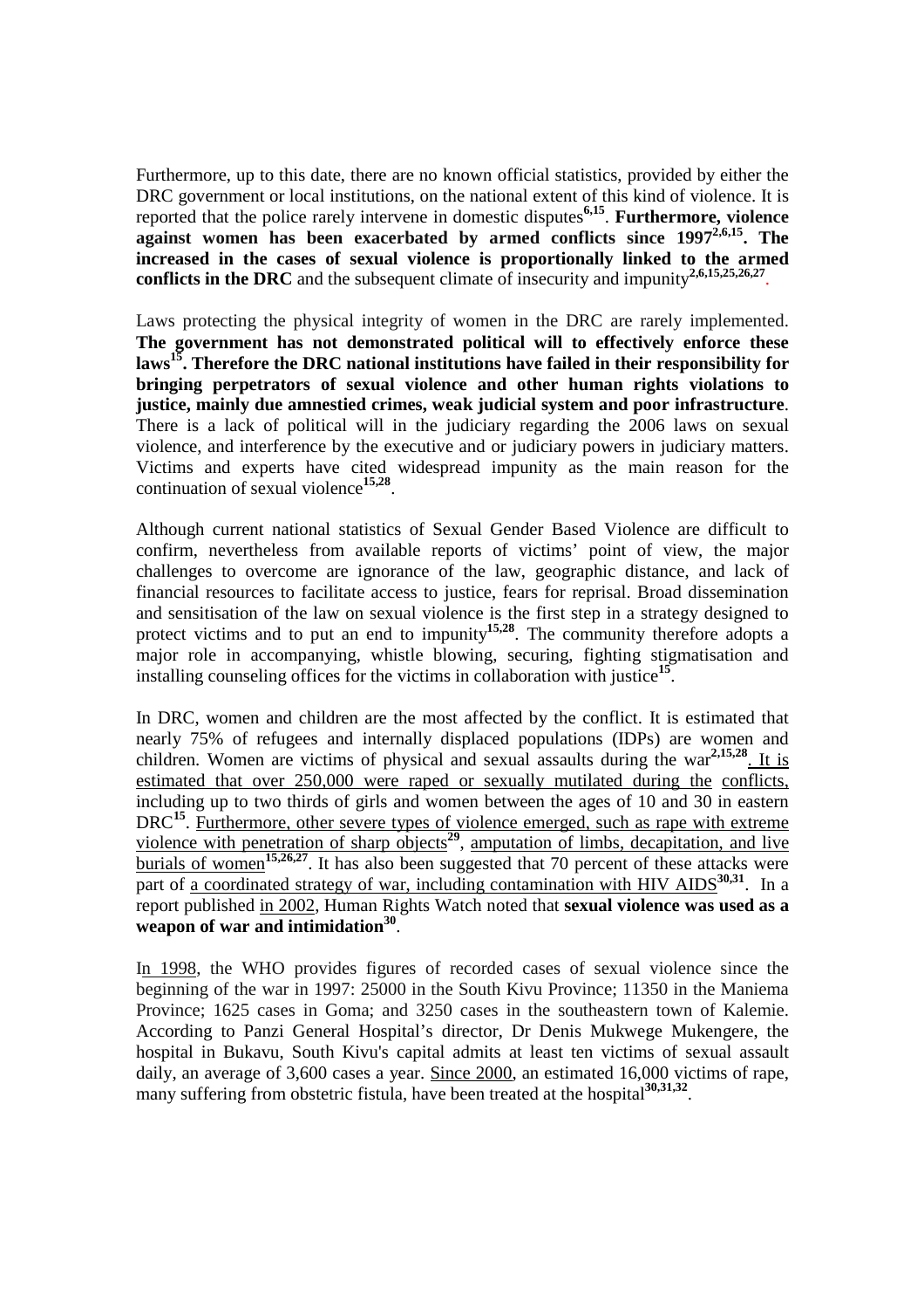Furthermore, up to this date, there are no known official statistics, provided by either the DRC government or local institutions, on the national extent of this kind of violence. It is reported that the police rarely intervene in domestic disputes[6,15]. **Furthermore, violence against women has been exacerbated by armed conflicts since 1997[2,6,15]. The increased in the cases of sexual violence is proportionally linked to the armed conflicts in the DRC** and the subsequent climate of insecurity and impunity[2,6,15,25,26,27].

Laws protecting the physical integrity of women in the DRC are rarely implemented. **The government has not demonstrated political will to effectively enforce these laws[15]. Therefore the DRC national institutions have failed in their responsibility for bringing perpetrators of sexual violence and other human rights violations to justice, mainly due amnestied crimes, weak judicial system and poor infrastructure**. There is a lack of political will in the judiciary regarding the 2006 laws on sexual violence, and interference by the executive and or judiciary powers in judiciary matters. Victims and experts have cited widespread impunity as the main reason for the continuation of sexual violence[15,28].

Although current national statistics of Sexual Gender Based Violence are difficult to confirm, nevertheless from available reports of victims' point of view, the major challenges to overcome are ignorance of the law, geographic distance, and lack of financial resources to facilitate access to justice, fears for reprisal. Broad dissemination and sensitisation of the law on sexual violence is the first step in a strategy designed to protect victims and to put an end to impunity[15,28]. The community therefore adopts a major role in accompanying, whistle blowing, securing, fighting stigmatisation and installing counseling offices for the victims in collaboration with justice[15].

In DRC, women and children are the most affected by the conflict. It is estimated that nearly 75% of refugees and internally displaced populations (IDPs) are women and children. Women are victims of physical and sexual assaults during the war[2,15,28]. It is estimated that over 250,000 were raped or sexually mutilated during the conflicts, including up to two thirds of girls and women between the ages of 10 and 30 in eastern DRC[15]. Furthermore, other severe types of violence emerged, such as rape with extreme violence with penetration of sharp objects[29], amputation of limbs, decapitation, and live burials of women[15,26,27]. It has also been suggested that 70 percent of these attacks were part of a coordinated strategy of war, including contamination with HIV AIDS[30,31]. In a report published in 2002, Human Rights Watch noted that **sexual violence was used as a weapon of war and intimidation[30]**.

In 1998, the WHO provides figures of recorded cases of sexual violence since the beginning of the war in 1997: 25000 in the South Kivu Province; 11350 in the Maniema Province; 1625 cases in Goma; and 3250 cases in the southeastern town of Kalemie. According to Panzi General Hospital's director, Dr Denis Mukwege Mukengere, the hospital in Bukavu, South Kivu's capital admits at least ten victims of sexual assault daily, an average of 3,600 cases a year. Since 2000, an estimated 16,000 victims of rape, many suffering from obstetric fistula, have been treated at the hospital[30,31,32].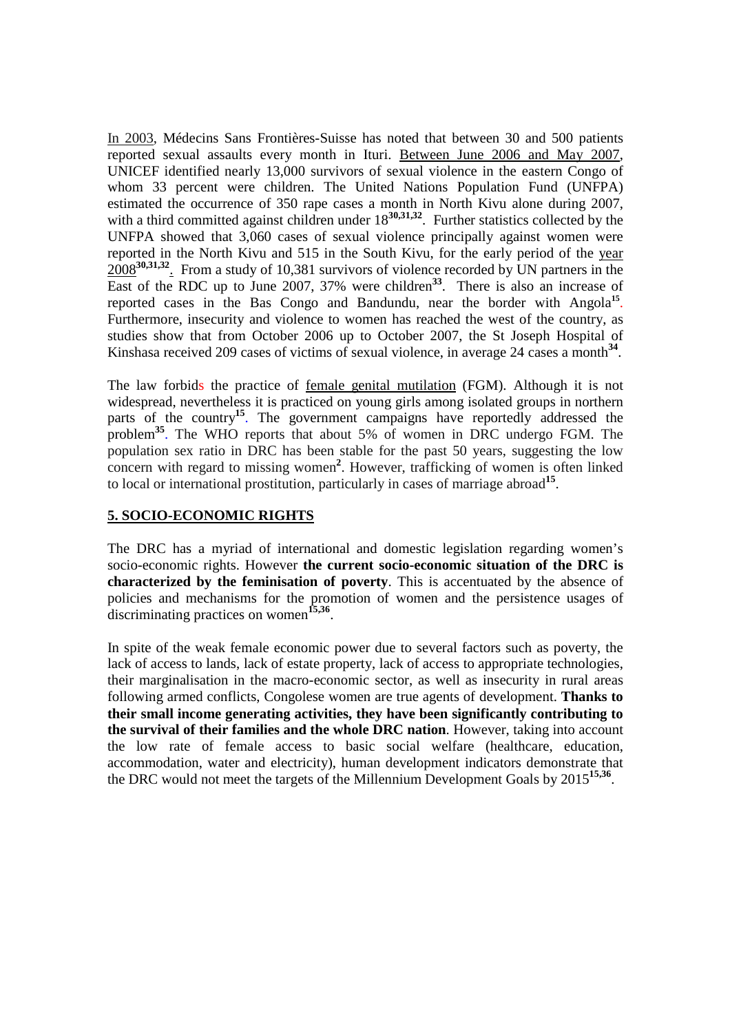In 2003, Médecins Sans Frontières-Suisse has noted that between 30 and 500 patients reported sexual assaults every month in Ituri. Between June 2006 and May 2007, UNICEF identified nearly 13,000 survivors of sexual violence in the eastern Congo of whom 33 percent were children. The United Nations Population Fund (UNFPA) estimated the occurrence of 350 rape cases a month in North Kivu alone during 2007, with a third committed against children under 18[30,31,32]. Further statistics collected by the UNFPA showed that 3,060 cases of sexual violence principally against women were reported in the North Kivu and 515 in the South Kivu, for the early period of the year 2008[30,31,32]. From a study of 10,381 survivors of violence recorded by UN partners in the East of the RDC up to June 2007, 37% were children[33]. There is also an increase of reported cases in the Bas Congo and Bandundu, near the border with Angola[15]. Furthermore, insecurity and violence to women has reached the west of the country, as studies show that from October 2006 up to October 2007, the St Joseph Hospital of Kinshasa received 209 cases of victims of sexual violence, in average 24 cases a month[34].

The law forbids the practice of female genital mutilation (FGM). Although it is not widespread, nevertheless it is practiced on young girls among isolated groups in northern parts of the country[15]. The government campaigns have reportedly addressed the problem[35]. The WHO reports that about 5% of women in DRC undergo FGM. The population sex ratio in DRC has been stable for the past 50 years, suggesting the low concern with regard to missing women[2]. However, trafficking of women is often linked to local or international prostitution, particularly in cases of marriage abroad[15].

## 5. SOCIO-ECONOMIC RIGHTS

The DRC has a myriad of international and domestic legislation regarding women's socio-economic rights. However **the current socio-economic situation of the DRC is characterized by the feminisation of poverty**. This is accentuated by the absence of policies and mechanisms for the promotion of women and the persistence usages of discriminating practices on women[15,36].

In spite of the weak female economic power due to several factors such as poverty, the lack of access to lands, lack of estate property, lack of access to appropriate technologies, their marginalisation in the macro-economic sector, as well as insecurity in rural areas following armed conflicts, Congolese women are true agents of development. **Thanks to their small income generating activities, they have been significantly contributing to the survival of their families and the whole DRC nation**. However, taking into account the low rate of female access to basic social welfare (healthcare, education, accommodation, water and electricity), human development indicators demonstrate that the DRC would not meet the targets of the Millennium Development Goals by 2015[15,36].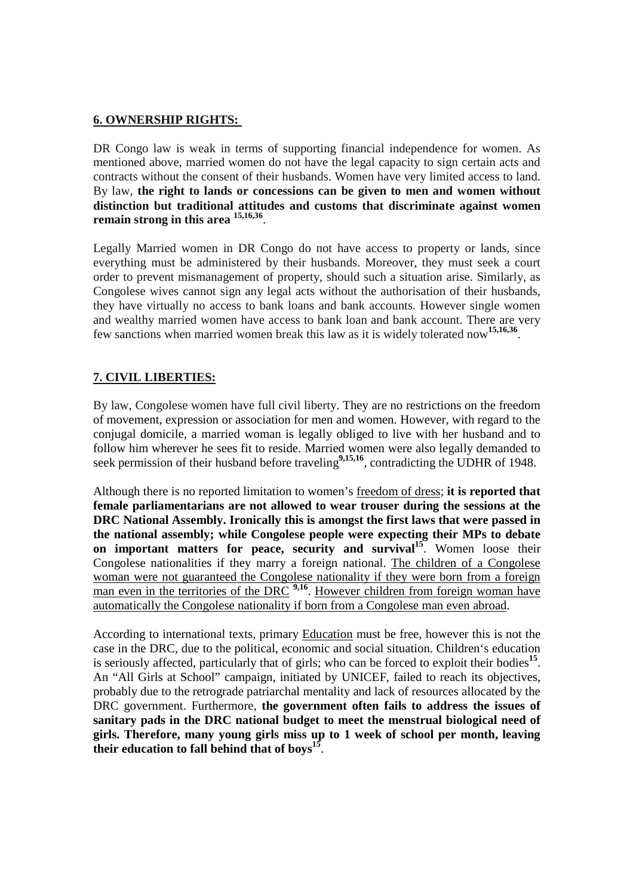## **6. OWNERSHIP RIGHTS:**

DR Congo law is weak in terms of supporting financial independence for women. As mentioned above, married women do not have the legal capacity to sign certain acts and contracts without the consent of their husbands. Women have very limited access to land. By law, **the right to lands or concessions can be given to men and women without distinction but traditional attitudes and customs that discriminate against women remain strong in this area** [15,16,36].

Legally Married women in DR Congo do not have access to property or lands, since everything must be administered by their husbands. Moreover, they must seek a court order to prevent mismanagement of property, should such a situation arise. Similarly, as Congolese wives cannot sign any legal acts without the authorisation of their husbands, they have virtually no access to bank loans and bank accounts. However single women and wealthy married women have access to bank loan and bank account. There are very few sanctions when married women break this law as it is widely tolerated now[15,16,36].

## **7. CIVIL LIBERTIES:**

By law, Congolese women have full civil liberty. They are no restrictions on the freedom of movement, expression or association for men and women. However, with regard to the conjugal domicile, a married woman is legally obliged to live with her husband and to follow him wherever he sees fit to reside. Married women were also legally demanded to seek permission of their husband before traveling[9,15,16], contradicting the UDHR of 1948.

Although there is no reported limitation to women's freedom of dress; **it is reported that female parliamentarians are not allowed to wear trouser during the sessions at the DRC National Assembly. Ironically this is amongst the first laws that were passed in the national assembly; while Congolese people were expecting their MPs to debate on important matters for peace, security and survival**[15]. Women loose their Congolese nationalities if they marry a foreign national. The children of a Congolese woman were not guaranteed the Congolese nationality if they were born from a foreign man even in the territories of the DRC [9,16]. However children from foreign woman have automatically the Congolese nationality if born from a Congolese man even abroad.

According to international texts, primary Education must be free, however this is not the case in the DRC, due to the political, economic and social situation. Children's education is seriously affected, particularly that of girls; who can be forced to exploit their bodies[15]. An "All Girls at School" campaign, initiated by UNICEF, failed to reach its objectives, probably due to the retrograde patriarchal mentality and lack of resources allocated by the DRC government. Furthermore, **the government often fails to address the issues of sanitary pads in the DRC national budget to meet the menstrual biological need of girls. Therefore, many young girls miss up to 1 week of school per month, leaving their education to fall behind that of boys**[15].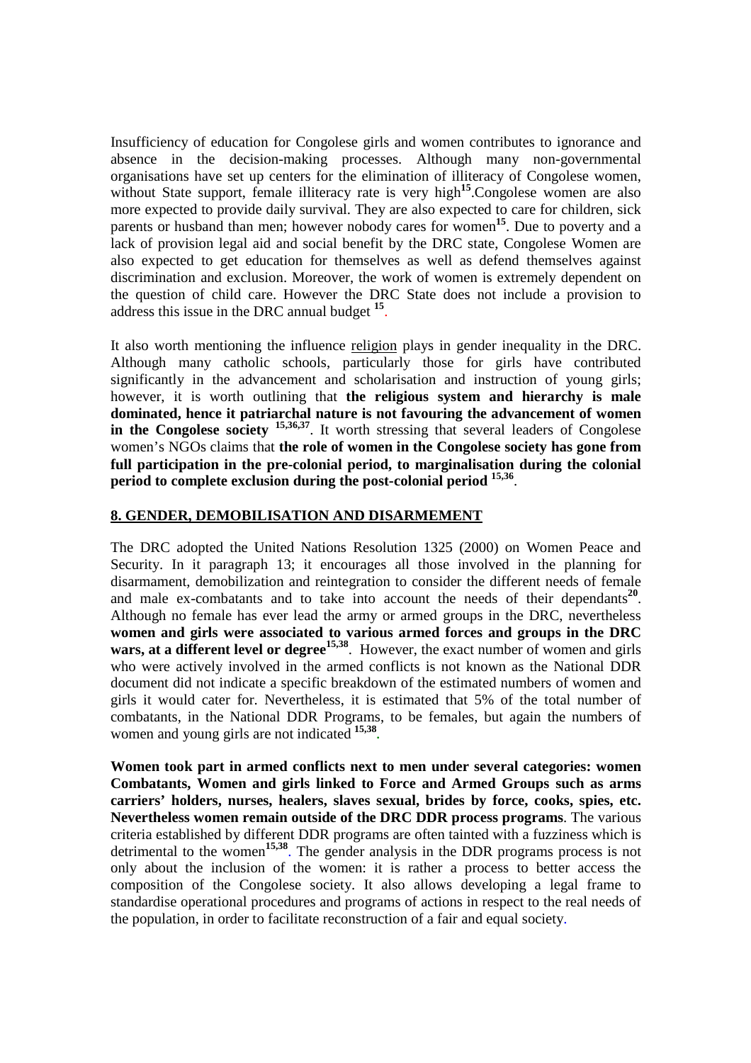Insufficiency of education for Congolese girls and women contributes to ignorance and absence in the decision-making processes. Although many non-governmental organisations have set up centers for the elimination of illiteracy of Congolese women, without State support, female illiteracy rate is very high[15].Congolese women are also more expected to provide daily survival. They are also expected to care for children, sick parents or husband than men; however nobody cares for women[15]. Due to poverty and a lack of provision legal aid and social benefit by the DRC state, Congolese Women are also expected to get education for themselves as well as defend themselves against discrimination and exclusion. Moreover, the work of women is extremely dependent on the question of child care. However the DRC State does not include a provision to address this issue in the DRC annual budget [15].

It also worth mentioning the influence religion plays in gender inequality in the DRC. Although many catholic schools, particularly those for girls have contributed significantly in the advancement and scholarisation and instruction of young girls; however, it is worth outlining that **the religious system and hierarchy is male dominated, hence it patriarchal nature is not favouring the advancement of women in the Congolese society** [15,36,37]. It worth stressing that several leaders of Congolese women's NGOs claims that **the role of women in the Congolese society has gone from full participation in the pre-colonial period, to marginalisation during the colonial period to complete exclusion during the post-colonial period** [15,36].

## 8. GENDER, DEMOBILISATION AND DISARMEMENT

The DRC adopted the United Nations Resolution 1325 (2000) on Women Peace and Security. In it paragraph 13; it encourages all those involved in the planning for disarmament, demobilization and reintegration to consider the different needs of female and male ex-combatants and to take into account the needs of their dependants[20]. Although no female has ever lead the army or armed groups in the DRC, nevertheless **women and girls were associated to various armed forces and groups in the DRC wars, at a different level or degree**[15,38]. However, the exact number of women and girls who were actively involved in the armed conflicts is not known as the National DDR document did not indicate a specific breakdown of the estimated numbers of women and girls it would cater for. Nevertheless, it is estimated that 5% of the total number of combatants, in the National DDR Programs, to be females, but again the numbers of women and young girls are not indicated [15,38].

**Women took part in armed conflicts next to men under several categories: women Combatants, Women and girls linked to Force and Armed Groups such as arms carriers' holders, nurses, healers, slaves sexual, brides by force, cooks, spies, etc. Nevertheless women remain outside of the DRC DDR process programs**. The various criteria established by different DDR programs are often tainted with a fuzziness which is detrimental to the women[15,38]. The gender analysis in the DDR programs process is not only about the inclusion of the women: it is rather a process to better access the composition of the Congolese society. It also allows developing a legal frame to standardise operational procedures and programs of actions in respect to the real needs of the population, in order to facilitate reconstruction of a fair and equal society.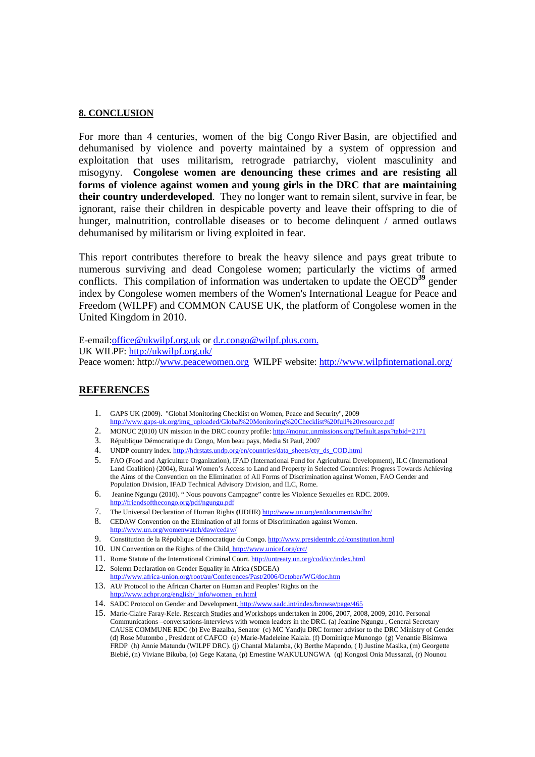## 8. CONCLUSION

For more than 4 centuries, women of the big Congo River Basin, are objectified and dehumanised by violence and poverty maintained by a system of oppression and exploitation that uses militarism, retrograde patriarchy, violent masculinity and misogyny. **Congolese women are denouncing these crimes and are resisting all forms of violence against women and young girls in the DRC that are maintaining their country underdeveloped**. They no longer want to remain silent, survive in fear, be ignorant, raise their children in despicable poverty and leave their offspring to die of hunger, malnutrition, controllable diseases or to become delinquent / armed outlaws dehumanised by militarism or living exploited in fear.

This report contributes therefore to break the heavy silence and pays great tribute to numerous surviving and dead Congolese women; particularly the victims of armed conflicts. This compilation of information was undertaken to update the OECD[39] gender index by Congolese women members of the Women's International League for Peace and Freedom (WILPF) and COMMON CAUSE UK, the platform of Congolese women in the United Kingdom in 2010.

E-email:office@ukwilpf.org.uk or d.r.congo@wilpf.plus.com.
UK WILPF: http://ukwilpf.org.uk/
Peace women: http://www.peacewomen.org WILPF website: http://www.wilpfinternational.org/

## REFERENCES

1. GAPS UK (2009). "Global Monitoring Checklist on Women, Peace and Security", 2009 http://www.gaps-uk.org/img_uploaded/Global%20Monitoring%20Checklist%20full%20resource.pdf
2. MONUC 2(010) UN mission in the DRC country profile: http://monuc.unmissions.org/Default.aspx?tabid=2171
3. République Démocratique du Congo, Mon beau pays, Media St Paul, 2007
4. UNDP country index. http://hdrstats.undp.org/en/countries/data_sheets/cty_ds_COD.html
5. FAO (Food and Agriculture Organization), IFAD (International Fund for Agricultural Development), ILC (International Land Coalition) (2004), Rural Women's Access to Land and Property in Selected Countries: Progress Towards Achieving the Aims of the Convention on the Elimination of All Forms of Discrimination against Women, FAO Gender and Population Division, IFAD Technical Advisory Division, and ILC, Rome.
6. Jeanine Ngungu (2010). " Nous pouvons Campagne" contre les Violence Sexuelles en RDC. 2009. http://friendsofthecongo.org/pdf/ngungu.pdf
7. The Universal Declaration of Human Rights (UDHR) http://www.un.org/en/documents/udhr/
8. CEDAW Convention on the Elimination of all forms of Discrimination against Women. http://www.un.org/womenwatch/daw/cedaw/
9. Constitution de la République Démocratique du Congo. http://www.presidentrdc.cd/constitution.html
10. UN Convention on the Rights of the Child. http://www.unicef.org/crc/
11. Rome Statute of the International Criminal Court. http://untreaty.un.org/cod/icc/index.html
12. Solemn Declaration on Gender Equality in Africa (SDGEA) http://www.africa-union.org/root/au/Conferences/Past/2006/October/WG/doc.htm
13. AU/ Protocol to the African Charter on Human and Peoples' Rights on the http://www.achpr.org/english/_info/women_en.html
14. SADC Protocol on Gender and Development. http://www.sadc.int/index/browse/page/465
15. Marie-Claire Faray-Kele. Research Studies and Workshops undertaken in 2006, 2007, 2008, 2009, 2010. Personal Communications –conversations-interviews with women leaders in the DRC. (a) Jeanine Ngungu , General Secretary CAUSE COMMUNE RDC (b) Eve Bazaiba, Senator (c) MC Yandju DRC former advisor to the DRC Ministry of Gender (d) Rose Mutombo , President of CAFCO (e) Marie-Madeleine Kalala. (f) Dominique Munongo (g) Venantie Bisimwa FRDP (h) Annie Matundu (WILPF DRC). (j) Chantal Malamba, (k) Berthe Mapendo, ( l) Justine Masika, (m) Georgette Biebié, (n) Viviane Bikuba, (o) Gege Katana, (p) Ernestine WAKULUNGWA (q) Kongosi Onia Mussanzi, (r) Nounou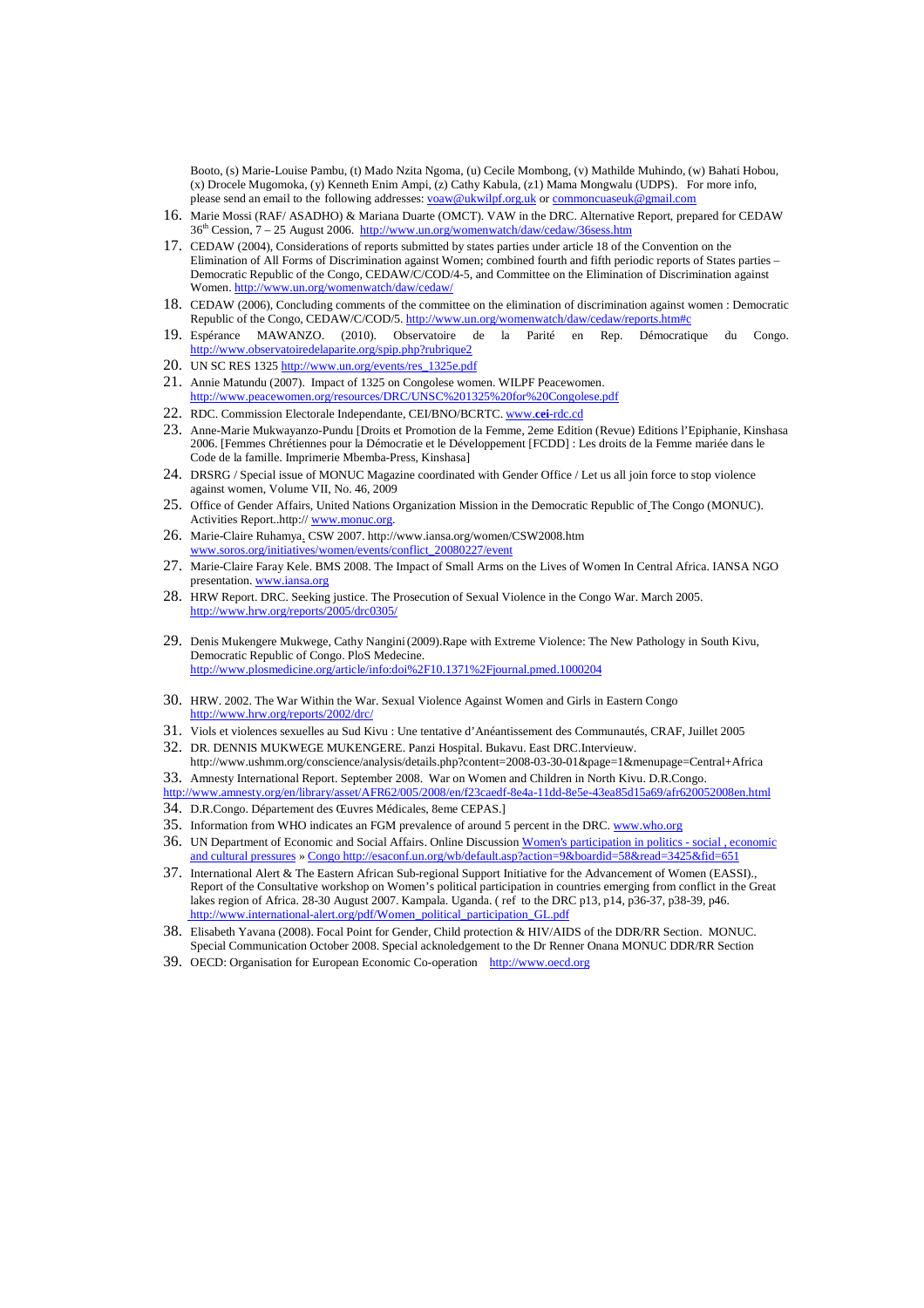Booto, (s) Marie-Louise Pambu, (t) Mado Nzita Ngoma, (u) Cecile Mombong, (v) Mathilde Muhindo, (w) Bahati Hobou, (x) Drocele Mugomoka, (y) Kenneth Enim Ampi, (z) Cathy Kabula, (z1) Mama Mongwalu (UDPS). For more info, please send an email to the following addresses: voaw@ukwilpf.org.uk or commoncuaseuk@gmail.com

16. Marie Mossi (RAF/ ASADHO) & Mariana Duarte (OMCT). VAW in the DRC. Alternative Report, prepared for CEDAW 36th Cession, 7 – 25 August 2006. http://www.un.org/womenwatch/daw/cedaw/36sess.htm
17. CEDAW (2004), Considerations of reports submitted by states parties under article 18 of the Convention on the Elimination of All Forms of Discrimination against Women; combined fourth and fifth periodic reports of States parties – Democratic Republic of the Congo, CEDAW/C/COD/4-5, and Committee on the Elimination of Discrimination against Women. http://www.un.org/womenwatch/daw/cedaw/
18. CEDAW (2006), Concluding comments of the committee on the elimination of discrimination against women : Democratic Republic of the Congo, CEDAW/C/COD/5. http://www.un.org/womenwatch/daw/cedaw/reports.htm#c
19. Espérance MAWANZO. (2010). Observatoire de la Parité en Rep. Démocratique du Congo. http://www.observatoiredelaparite.org/spip.php?rubrique2
20. UN SC RES 1325 http://www.un.org/events/res_1325e.pdf
21. Annie Matundu (2007). Impact of 1325 on Congolese women. WILPF Peacewomen. http://www.peacewomen.org/resources/DRC/UNSC%201325%20for%20Congolese.pdf
22. RDC. Commission Electorale Independante, CEI/BNO/BCRTC. www.cei-rdc.cd
23. Anne-Marie Mukwayanzo-Pundu [Droits et Promotion de la Femme, 2eme Edition (Revue) Editions l'Epiphanie, Kinshasa 2006. [Femmes Chrétiennes pour la Démocratie et le Développement [FCDD] : Les droits de la Femme mariée dans le Code de la famille. Imprimerie Mbemba-Press, Kinshasa]
24. DRSRG / Special issue of MONUC Magazine coordinated with Gender Office / Let us all join force to stop violence against women, Volume VII, No. 46, 2009
25. Office of Gender Affairs, United Nations Organization Mission in the Democratic Republic of The Congo (MONUC). Activities Report..http:// www.monuc.org.
26. Marie-Claire Ruhamya, CSW 2007. http://www.iansa.org/women/CSW2008.htm www.soros.org/initiatives/women/events/conflict_20080227/event
27. Marie-Claire Faray Kele. BMS 2008. The Impact of Small Arms on the Lives of Women In Central Africa. IANSA NGO presentation. www.iansa.org
28. HRW Report. DRC. Seeking justice. The Prosecution of Sexual Violence in the Congo War. March 2005. http://www.hrw.org/reports/2005/drc0305/
29. Denis Mukengere Mukwege, Cathy Nangini (2009).Rape with Extreme Violence: The New Pathology in South Kivu, Democratic Republic of Congo. PloS Medecine. http://www.plosmedicine.org/article/info:doi%2F10.1371%2Fjournal.pmed.1000204
30. HRW. 2002. The War Within the War. Sexual Violence Against Women and Girls in Eastern Congo http://www.hrw.org/reports/2002/drc/
31. Viols et violences sexuelles au Sud Kivu : Une tentative d'Anéantissement des Communautés, CRAF, Juillet 2005
32. DR. DENNIS MUKWEGE MUKENGERE. Panzi Hospital. Bukavu. East DRC.Intervieuw. http://www.ushmm.org/conscience/analysis/details.php?content=2008-03-30-01&page=1&menupage=Central+Africa
33. Amnesty International Report. September 2008. War on Women and Children in North Kivu. D.R.Congo. http://www.amnesty.org/en/library/asset/AFR62/005/2008/en/f23caedf-8e4a-11dd-8e5e-43ea85d15a69/afr620052008en.html
34. D.R.Congo. Département des Œuvres Médicales, 8eme CEPAS.]
35. Information from WHO indicates an FGM prevalence of around 5 percent in the DRC. www.who.org
36. UN Department of Economic and Social Affairs. Online Discussion Women's participation in politics - social , economic and cultural pressures » Congo http://esaconf.un.org/wb/default.asp?action=9&boardid=58&read=3425&fid=651
37. International Alert & The Eastern African Sub-regional Support Initiative for the Advancement of Women (EASSI)., Report of the Consultative workshop on Women's political participation in countries emerging from conflict in the Great lakes region of Africa. 28-30 August 2007. Kampala. Uganda. ( ref to the DRC p13, p14, p36-37, p38-39, p46. http://www.international-alert.org/pdf/Women_political_participation_GL.pdf
38. Elisabeth Yavana (2008). Focal Point for Gender, Child protection & HIV/AIDS of the DDR/RR Section. MONUC. Special Communication October 2008. Special acknoledgement to the Dr Renner Onana MONUC DDR/RR Section
39. OECD: Organisation for European Economic Co-operation http://www.oecd.org